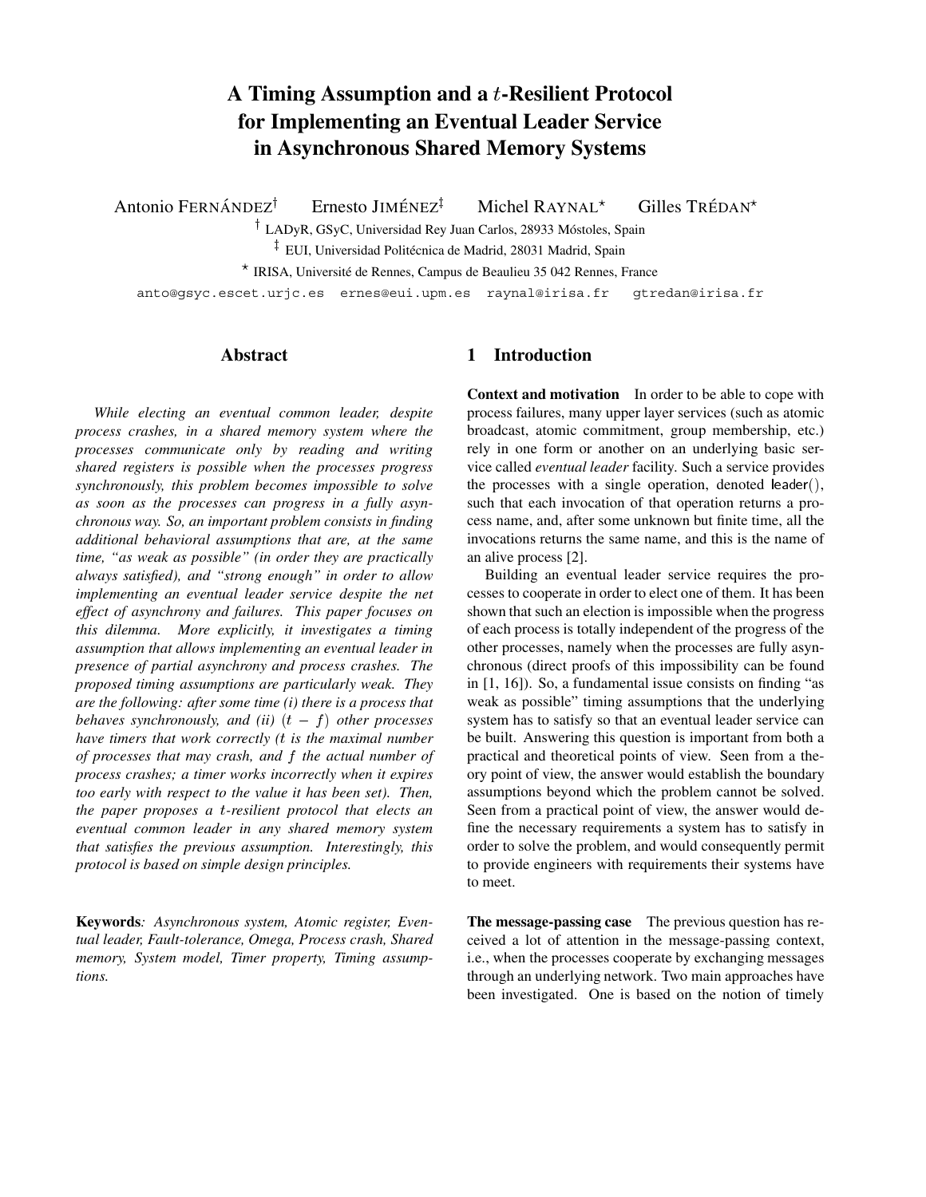# A Timing Assumption and a $t$-Resilient Protocol for Implementing an Eventual Leader Service in Asynchronous Shared Memory Systems

Antonio FERNÁNDEZ[†] Ernesto JIMÉNEZ[‡] Michel RAYNAL[⋆] Gilles TRÉDAN[⋆]

[†] LADyR, GSyC, Universidad Rey Juan Carlos, 28933 Móstoles, Spain

[‡] EUI, Universidad Politécnica de Madrid, 28031 Madrid, Spain

[⋆] IRISA, Université de Rennes, Campus de Beaulieu 35 042 Rennes, France

anto@gsyc.escet.urjc.es ernes@eui.upm.es raynal@irisa.fr gtredan@irisa.fr

## Abstract

*While electing an eventual common leader, despite process crashes, in a shared memory system where the processes communicate only by reading and writing shared registers is possible when the processes progress synchronously, this problem becomes impossible to solve as soon as the processes can progress in a fully asynchronous way. So, an important problem consists in finding additional behavioral assumptions that are, at the same time, "as weak as possible" (in order they are practically always satisfied), and "strong enough" in order to allow implementing an eventual leader service despite the net effect of asynchrony and failures. This paper focuses on this dilemma. More explicitly, it investigates a timing assumption that allows implementing an eventual leader in presence of partial asynchrony and process crashes. The proposed timing assumptions are particularly weak. They are the following: after some time (i) there is a process that behaves synchronously, and (ii) $(t - f)$ other processes have timers that work correctly ($t$ is the maximal number of processes that may crash, and $f$ the actual number of process crashes; a timer works incorrectly when it expires too early with respect to the value it has been set). Then, the paper proposes a $t$-resilient protocol that elects an eventual common leader in any shared memory system that satisfies the previous assumption. Interestingly, this protocol is based on simple design principles.*

**Keywords***: Asynchronous system, Atomic register, Eventual leader, Fault-tolerance, Omega, Process crash, Shared memory, System model, Timer property, Timing assumptions.*

## 1 Introduction

**Context and motivation** In order to be able to cope with process failures, many upper layer services (such as atomic broadcast, atomic commitment, group membership, etc.) rely in one form or another on an underlying basic service called *eventual leader* facility. Such a service provides the processes with a single operation, denoted leader(), such that each invocation of that operation returns a process name, and, after some unknown but finite time, all the invocations returns the same name, and this is the name of an alive process [2].

Building an eventual leader service requires the processes to cooperate in order to elect one of them. It has been shown that such an election is impossible when the progress of each process is totally independent of the progress of the other processes, namely when the processes are fully asynchronous (direct proofs of this impossibility can be found in [1, 16]). So, a fundamental issue consists on finding "as weak as possible" timing assumptions that the underlying system has to satisfy so that an eventual leader service can be built. Answering this question is important from both a practical and theoretical points of view. Seen from a theory point of view, the answer would establish the boundary assumptions beyond which the problem cannot be solved. Seen from a practical point of view, the answer would define the necessary requirements a system has to satisfy in order to solve the problem, and would consequently permit to provide engineers with requirements their systems have to meet.

**The message-passing case** The previous question has received a lot of attention in the message-passing context, i.e., when the processes cooperate by exchanging messages through an underlying network. Two main approaches have been investigated. One is based on the notion of timely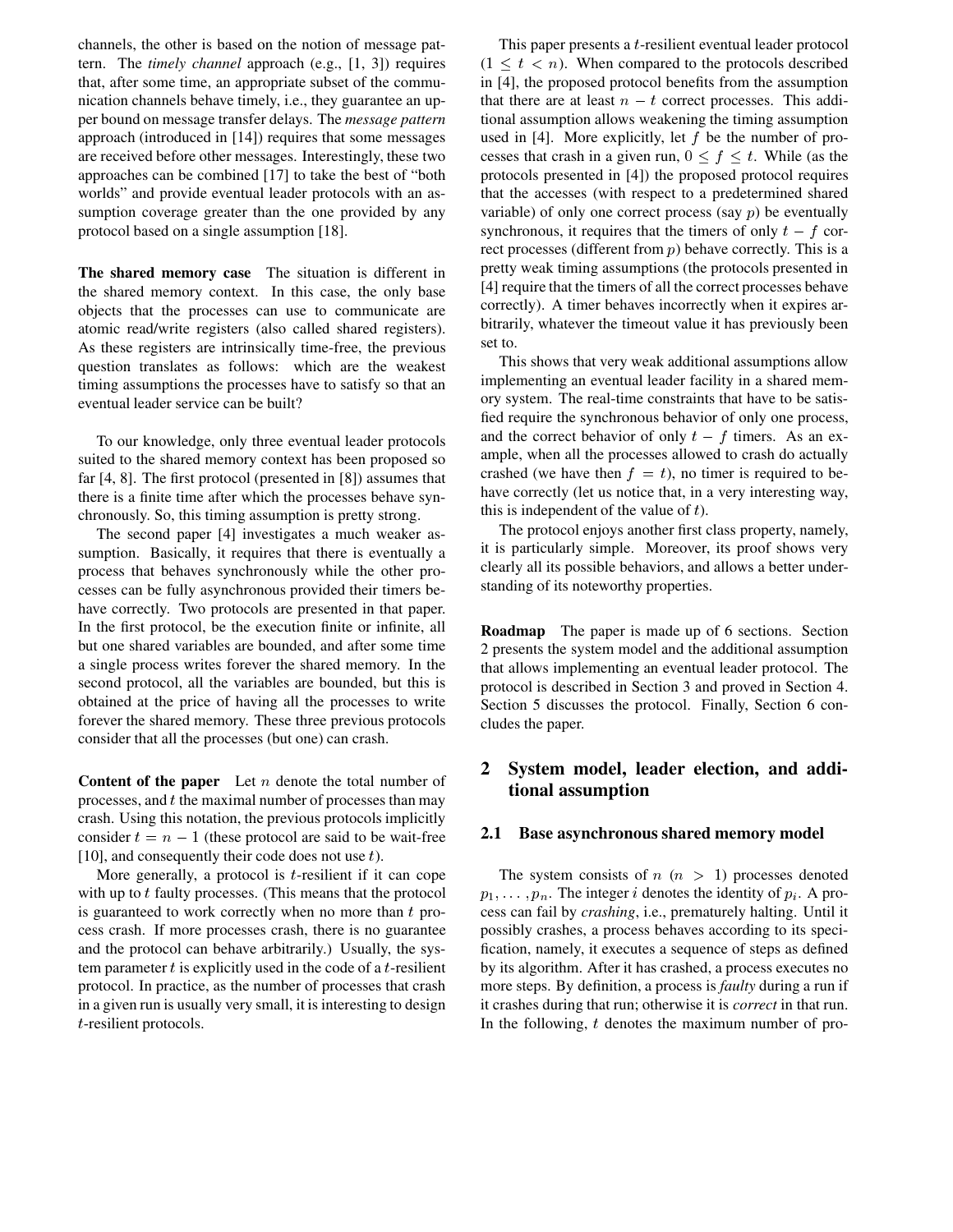channels, the other is based on the notion of message pattern. The *timely channel* approach (e.g., [1, 3]) requires that, after some time, an appropriate subset of the communication channels behave timely, i.e., they guarantee an upper bound on message transfer delays. The *message pattern* approach (introduced in [14]) requires that some messages are received before other messages. Interestingly, these two approaches can be combined [17] to take the best of "both worlds" and provide eventual leader protocols with an assumption coverage greater than the one provided by any protocol based on a single assumption [18].

**The shared memory case** The situation is different in the shared memory context. In this case, the only base objects that the processes can use to communicate are atomic read/write registers (also called shared registers). As these registers are intrinsically time-free, the previous question translates as follows: which are the weakest timing assumptions the processes have to satisfy so that an eventual leader service can be built?

To our knowledge, only three eventual leader protocols suited to the shared memory context has been proposed so far [4, 8]. The first protocol (presented in [8]) assumes that there is a finite time after which the processes behave synchronously. So, this timing assumption is pretty strong.

The second paper [4] investigates a much weaker assumption. Basically, it requires that there is eventually a process that behaves synchronously while the other processes can be fully asynchronous provided their timers behave correctly. Two protocols are presented in that paper. In the first protocol, be the execution finite or infinite, all but one shared variables are bounded, and after some time a single process writes forever the shared memory. In the second protocol, all the variables are bounded, but this is obtained at the price of having all the processes to write forever the shared memory. These three previous protocols consider that all the processes (but one) can crash.

**Content of the paper** Let $n$ denote the total number of processes, and $t$ the maximal number of processes than may crash. Using this notation, the previous protocols implicitly consider $t = n - 1$ (these protocol are said to be wait-free [10], and consequently their code does not use $t$).

More generally, a protocol is $t$-resilient if it can cope with up to $t$ faulty processes. (This means that the protocol is guaranteed to work correctly when no more than $t$ process crash. If more processes crash, there is no guarantee and the protocol can behave arbitrarily.) Usually, the system parameter $t$ is explicitly used in the code of a $t$-resilient protocol. In practice, as the number of processes that crash in a given run is usually very small, it is interesting to design $t$-resilient protocols.

This paper presents a $t$-resilient eventual leader protocol ($1 \leq t < n$). When compared to the protocols described in [4], the proposed protocol benefits from the assumption that there are at least $n - t$ correct processes. This additional assumption allows weakening the timing assumption used in [4]. More explicitly, let $f$ be the number of processes that crash in a given run, $0 \leq f \leq t$. While (as the protocols presented in [4]) the proposed protocol requires that the accesses (with respect to a predetermined shared variable) of only one correct process (say $p$) be eventually synchronous, it requires that the timers of only $t - f$ correct processes (different from $p$) behave correctly. This is a pretty weak timing assumptions (the protocols presented in [4] require that the timers of all the correct processes behave correctly). A timer behaves incorrectly when it expires arbitrarily, whatever the timeout value it has previously been set to.

This shows that very weak additional assumptions allow implementing an eventual leader facility in a shared memory system. The real-time constraints that have to be satisfied require the synchronous behavior of only one process, and the correct behavior of only $t - f$ timers. As an example, when all the processes allowed to crash do actually crashed (we have then $f = t$), no timer is required to behave correctly (let us notice that, in a very interesting way, this is independent of the value of $t$).

The protocol enjoys another first class property, namely, it is particularly simple. Moreover, its proof shows very clearly all its possible behaviors, and allows a better understanding of its noteworthy properties.

**Roadmap** The paper is made up of 6 sections. Section 2 presents the system model and the additional assumption that allows implementing an eventual leader protocol. The protocol is described in Section 3 and proved in Section 4. Section 5 discusses the protocol. Finally, Section 6 concludes the paper.

## 2 System model, leader election, and additional assumption

### 2.1 Base asynchronous shared memory model

The system consists of $n$ ($n > 1$) processes denoted $p_1, \ldots, p_n$. The integer $i$ denotes the identity of $p_i$. A process can fail by *crashing*, i.e., prematurely halting. Until it possibly crashes, a process behaves according to its specification, namely, it executes a sequence of steps as defined by its algorithm. After it has crashed, a process executes no more steps. By definition, a process is *faulty* during a run if it crashes during that run; otherwise it is *correct* in that run. In the following, $t$ denotes the maximum number of pro-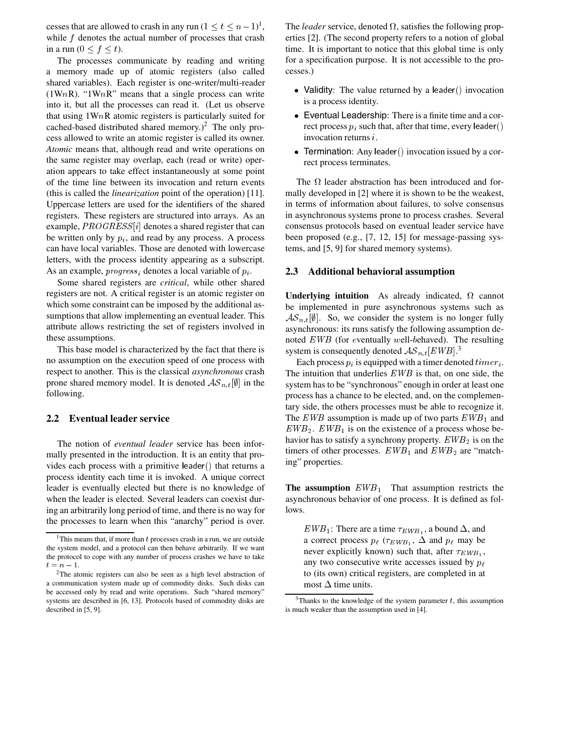cesses that are allowed to crash in any run ($1 \leq t \leq n-1$)[1], while $f$ denotes the actual number of processes that crash in a run ($0 \leq f \leq t$).

The processes communicate by reading and writing a memory made up of atomic registers (also called shared variables). Each register is one-writer/multi-reader (1W$n$R). "1W$n$R" means that a single process can write into it, but all the processes can read it. (Let us observe that using 1W$n$R atomic registers is particularly suited for cached-based distributed shared memory.)[2] The only process allowed to write an atomic register is called its owner. *Atomic* means that, although read and write operations on the same register may overlap, each (read or write) operation appears to take effect instantaneously at some point of the time line between its invocation and return events (this is called the *linearization* point of the operation) [11]. Uppercase letters are used for the identifiers of the shared registers. These registers are structured into arrays. As an example, $PROGRESS[i]$ denotes a shared register that can be written only by $p_i$, and read by any process. A process can have local variables. Those are denoted with lowercase letters, with the process identity appearing as a subscript. As an example, $progress_i$ denotes a local variable of $p_i$.

Some shared registers are *critical*, while other shared registers are not. A critical register is an atomic register on which some constraint can be imposed by the additional assumptions that allow implementing an eventual leader. This attribute allows restricting the set of registers involved in these assumptions.

This base model is characterized by the fact that there is no assumption on the execution speed of one process with respect to another. This is the classical *asynchronous* crash prone shared memory model. It is denoted $\mathcal{AS}_{n,t}[\emptyset]$ in the following.

## 2.2 Eventual leader service

The notion of *eventual leader* service has been informally presented in the introduction. It is an entity that provides each process with a primitive leader() that returns a process identity each time it is invoked. A unique correct leader is eventually elected but there is no knowledge of when the leader is elected. Several leaders can coexist during an arbitrarily long period of time, and there is no way for the processes to learn when this "anarchy" period is over.

The *leader* service, denoted $\Omega$, satisfies the following properties [2]. (The second property refers to a notion of global time. It is important to notice that this global time is only for a specification purpose. It is not accessible to the processes.)

- Validity: The value returned by a leader() invocation is a process identity.
- Eventual Leadership: There is a finite time and a correct process $p_i$ such that, after that time, every leader() invocation returns $i$.
- Termination: Any leader() invocation issued by a correct process terminates.

The $\Omega$ leader abstraction has been introduced and formally developed in [2] where it is shown to be the weakest, in terms of information about failures, to solve consensus in asynchronous systems prone to process crashes. Several consensus protocols based on eventual leader service have been proposed (e.g., [7, 12, 15] for message-passing systems, and [5, 9] for shared memory systems).

## 2.3 Additional behavioral assumption

**Underlying intuition** As already indicated, $\Omega$ cannot be implemented in pure asynchronous systems such as $\mathcal{AS}_{n,t}[\emptyset]$. So, we consider the system is no longer fully asynchronous: its runs satisfy the following assumption denoted $EWB$ (for *e*ventually *w*ell-*b*ehaved). The resulting system is consequently denoted $\mathcal{AS}_{n,t}[EWB]$.[3]

Each process $p_i$ is equipped with a timer denoted $timer_i$. The intuition that underlies $EWB$ is that, on one side, the system has to be "synchronous" enough in order at least one process has a chance to be elected, and, on the complementary side, the others processes must be able to recognize it. The $EWB$ assumption is made up of two parts $EWB_1$ and $EWB_2$. $EWB_1$ is on the existence of a process whose behavior has to satisfy a synchrony property. $EWB_2$ is on the timers of other processes. $EWB_1$ and $EWB_2$ are "matching" properties.

**The assumption $EWB_1$** That assumption restricts the asynchronous behavior of one process. It is defined as follows.

> $EWB_1$: There are a time $\tau_{EWB_1}$, a bound $\Delta$, and a correct process $p_\ell$ ($\tau_{EWB_1}$, $\Delta$ and $p_\ell$ may be never explicitly known) such that, after $\tau_{EWB_1}$, any two consecutive write accesses issued by $p_\ell$ to (its own) critical registers, are completed in at most $\Delta$ time units.

[1] This means that, if more than $t$ processes crash in a run, we are outside the system model, and a protocol can then behave arbitrarily. If we want the protocol to cope with any number of process crashes we have to take $t = n-1$.

[2] The atomic registers can also be seen as a high level abstraction of a communication system made up of commodity disks. Such disks can be accessed only by read and write operations. Such "shared memory" systems are described in [6, 13]. Protocols based of commodity disks are described in [5, 9].

[3] Thanks to the knowledge of the system parameter $t$, this assumption is much weaker than the assumption used in [4].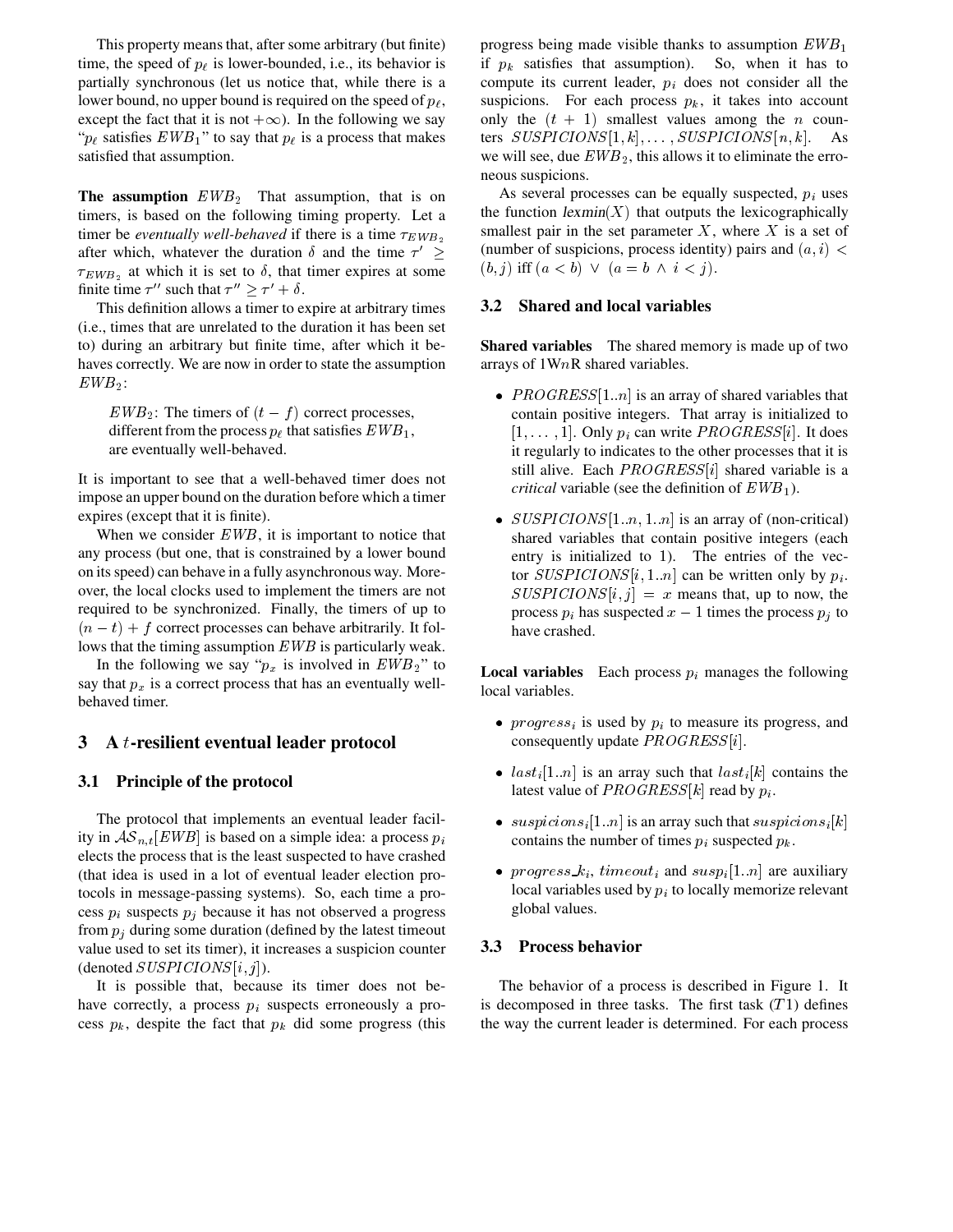This property means that, after some arbitrary (but finite) time, the speed of $p_\ell$ is lower-bounded, i.e., its behavior is partially synchronous (let us notice that, while there is a lower bound, no upper bound is required on the speed of $p_\ell$, except the fact that it is not $+\infty$). In the following we say "$p_\ell$ satisfies $EWB_1$" to say that $p_\ell$ is a process that makes satisfied that assumption.

**The assumption** $EWB_2$ That assumption, that is on timers, is based on the following timing property. Let a timer be *eventually well-behaved* if there is a time $\tau_{EWB_2}$ after which, whatever the duration $\delta$ and the time $\tau' \geq \tau_{EWB_2}$ at which it is set to $\delta$, that timer expires at some finite time $\tau''$ such that $\tau'' \geq \tau' + \delta$.

This definition allows a timer to expire at arbitrary times (i.e., times that are unrelated to the duration it has been set to) during an arbitrary but finite time, after which it behaves correctly. We are now in order to state the assumption $EWB_2$:

> $EWB_2$: The timers of $(t - f)$ correct processes, different from the process $p_\ell$ that satisfies $EWB_1$, are eventually well-behaved.

It is important to see that a well-behaved timer does not impose an upper bound on the duration before which a timer expires (except that it is finite).

When we consider $EWB$, it is important to notice that any process (but one, that is constrained by a lower bound on its speed) can behave in a fully asynchronous way. Moreover, the local clocks used to implement the timers are not required to be synchronized. Finally, the timers of up to $(n - t) + f$ correct processes can behave arbitrarily. It follows that the timing assumption $EWB$ is particularly weak.

In the following we say "$p_x$ is involved in $EWB_2$" to say that $p_x$ is a correct process that has an eventually well-behaved timer.

# 3 A $t$-resilient eventual leader protocol

## 3.1 Principle of the protocol

The protocol that implements an eventual leader facility in $\mathcal{AS}_{n,t}[EWB]$ is based on a simple idea: a process $p_i$ elects the process that is the least suspected to have crashed (that idea is used in a lot of eventual leader election protocols in message-passing systems). So, each time a process $p_i$ suspects $p_j$ because it has not observed a progress from $p_j$ during some duration (defined by the latest timeout value used to set its timer), it increases a suspicion counter (denoted $SUSPICIONS[i, j]$).

It is possible that, because its timer does not behave correctly, a process $p_i$ suspects erroneously a process $p_k$, despite the fact that $p_k$ did some progress (this progress being made visible thanks to assumption $EWB_1$ if $p_k$ satisfies that assumption). So, when it has to compute its current leader, $p_i$ does not consider all the suspicions. For each process $p_k$, it takes into account only the $(t + 1)$ smallest values among the $n$ counters $SUSPICIONS[1, k], \ldots, SUSPICIONS[n, k]$. As we will see, due $EWB_2$, this allows it to eliminate the erroneous suspicions.

As several processes can be equally suspected, $p_i$ uses the function $\text{lexmin}(X)$ that outputs the lexicographically smallest pair in the set parameter $X$, where $X$ is a set of (number of suspicions, process identity) pairs and $(a, i) < (b, j)$ iff $(a < b) \vee (a = b \wedge i < j)$.

## 3.2 Shared and local variables

**Shared variables** The shared memory is made up of two arrays of 1W$n$R shared variables.

- $PROGRESS[1..n]$ is an array of shared variables that contain positive integers. That array is initialized to $[1, \ldots, 1]$. Only $p_i$ can write $PROGRESS[i]$. It does it regularly to indicates to the other processes that it is still alive. Each $PROGRESS[i]$ shared variable is a *critical* variable (see the definition of $EWB_1$).
- $SUSPICIONS[1..n, 1..n]$ is an array of (non-critical) shared variables that contain positive integers (each entry is initialized to 1). The entries of the vector $SUSPICIONS[i, 1..n]$ can be written only by $p_i$. $SUSPICIONS[i, j] = x$ means that, up to now, the process $p_i$ has suspected $x - 1$ times the process $p_j$ to have crashed.

**Local variables** Each process $p_i$ manages the following local variables.

- $progress_i$ is used by $p_i$ to measure its progress, and consequently update $PROGRESS[i]$.
- $last_i[1..n]$ is an array such that $last_i[k]$ contains the latest value of $PROGRESS[k]$ read by $p_i$.
- $suspicions_i[1..n]$ is an array such that $suspicions_i[k]$ contains the number of times $p_i$ suspected $p_k$.
- $progress\_k_i$, $timeout_i$ and $susp_i[1..n]$ are auxiliary local variables used by $p_i$ to locally memorize relevant global values.

## 3.3 Process behavior

The behavior of a process is described in Figure 1. It is decomposed in three tasks. The first task ($T1$) defines the way the current leader is determined. For each process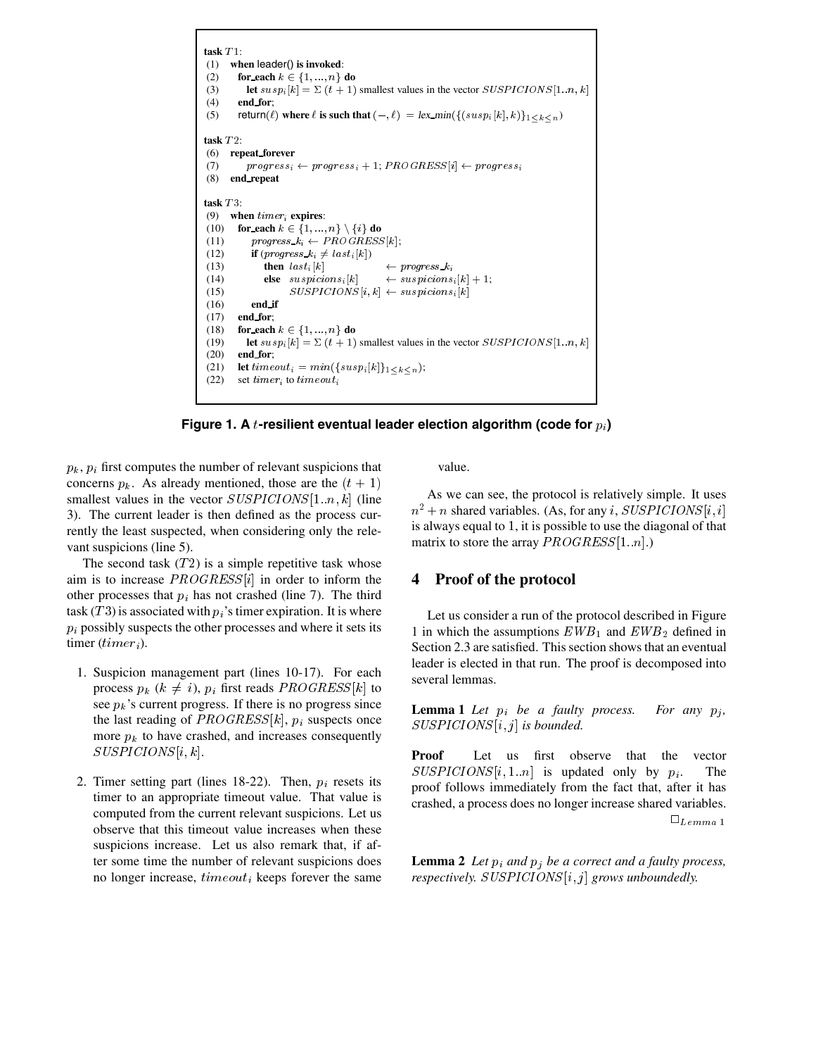```
task T1:
(1)  when leader() is invoked:
(2)    for_each k ∈ {1, ..., n} do
(3)      let susp_i[k] = Σ (t + 1) smallest values in the vector SUSPICIONS[1..n, k]
(4)    end_for;
(5)    return(ℓ) where ℓ is such that (−, ℓ) = lex_min({(susp_i[k], k)}_{1≤k≤n})

task T2:
(6)  repeat_forever
(7)      progress_i ← progress_i + 1; PROGRESS[i] ← progress_i
(8)  end_repeat

task T3:
(9)  when timer_i expires:
(10)   for_each k ∈ {1, ..., n} \ {i} do
(11)     progress_k_i ← PROGRESS[k];
(12)     if (progress_k_i ≠ last_i[k])
(13)        then last_i[k]            ← progress_k_i
(14)        else  suspicions_i[k]     ← suspicions_i[k] + 1;
(15)              SUSPICIONS[i, k]    ← suspicions_i[k]
(16)     end_if
(17)   end_for;
(18)   for_each k ∈ {1, ..., n} do
(19)     let susp_i[k] = Σ (t + 1) smallest values in the vector SUSPICIONS[1..n, k]
(20)   end_for;
(21)   let timeout_i = min({susp_i[k]}_{1≤k≤n});
(22)   set timer_i to timeout_i
```

**Figure 1. A $t$-resilient eventual leader election algorithm (code for $p_i$)**

$p_k$, $p_i$ first computes the number of relevant suspicions that concerns $p_k$. As already mentioned, those are the $(t+1)$ smallest values in the vector $SUSPICIONS[1..n, k]$ (line 3). The current leader is then defined as the process currently the least suspected, when considering only the relevant suspicions (line 5).

The second task ($T2$) is a simple repetitive task whose aim is to increase $PROGRESS[i]$ in order to inform the other processes that $p_i$ has not crashed (line 7). The third task ($T3$) is associated with $p_i$'s timer expiration. It is where $p_i$ possibly suspects the other processes and where it sets its timer ($timer_i$).

1. Suspicion management part (lines 10-17). For each process $p_k$ ($k \neq i$), $p_i$ first reads $PROGRESS[k]$ to see $p_k$'s current progress. If there is no progress since the last reading of $PROGRESS[k]$, $p_i$ suspects once more $p_k$ to have crashed, and increases consequently $SUSPICIONS[i, k]$.

2. Timer setting part (lines 18-22). Then, $p_i$ resets its timer to an appropriate timeout value. That value is computed from the current relevant suspicions. Let us observe that this timeout value increases when these suspicions increase. Let us also remark that, if after some time the number of relevant suspicions does no longer increase, $timeout_i$ keeps forever the same value.

As we can see, the protocol is relatively simple. It uses $n^2 + n$ shared variables. (As, for any $i$, $SUSPICIONS[i, i]$ is always equal to 1, it is possible to use the diagonal of that matrix to store the array $PROGRESS[1..n]$.)

## 4 Proof of the protocol

Let us consider a run of the protocol described in Figure 1 in which the assumptions $EWB_1$ and $EWB_2$ defined in Section 2.3 are satisfied. This section shows that an eventual leader is elected in that run. The proof is decomposed into several lemmas.

**Lemma 1** *Let $p_i$ be a faulty process. For any $p_j$, $SUSPICIONS[i, j]$ is bounded.*

**Proof** Let us first observe that the vector $SUSPICIONS[i, 1..n]$ is updated only by $p_i$. The proof follows immediately from the fact that, after it has crashed, a process does no longer increase shared variables. $\Box_{Lemma\ 1}$

**Lemma 2** *Let $p_i$ and $p_j$ be a correct and a faulty process, respectively. $SUSPICIONS[i, j]$ grows unboundedly.*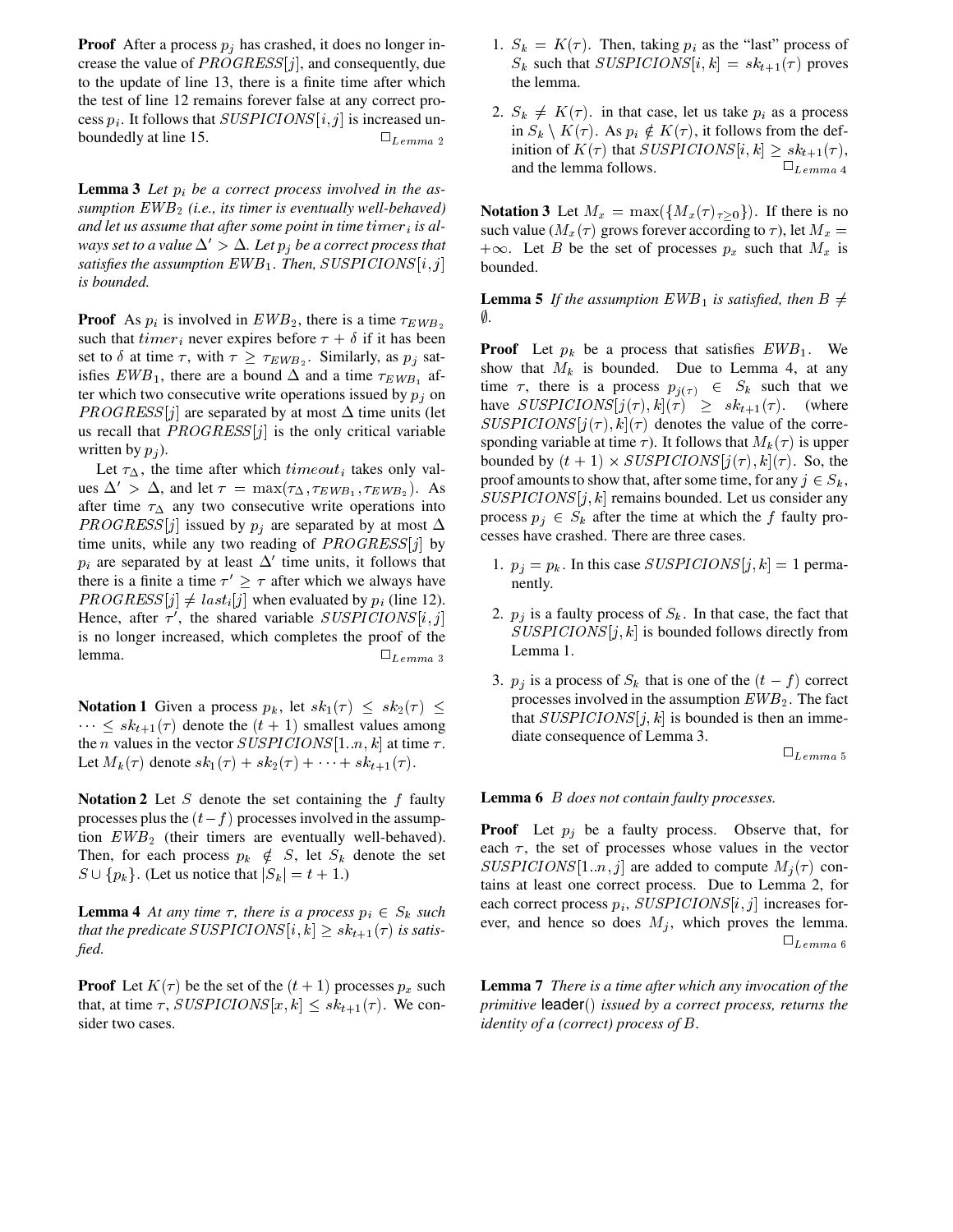**Proof** After a process $p_j$ has crashed, it does no longer increase the value of $PROGRESS[j]$, and consequently, due to the update of line 13, there is a finite time after which the test of line 12 remains forever false at any correct process $p_i$. It follows that $SUSPICIONS[i,j]$ is increased unboundedly at line 15. $\square_{Lemma\ 2}$

**Lemma 3** *Let $p_i$ be a correct process involved in the assumption $EWB_2$ (i.e., its timer is eventually well-behaved) and let us assume that after some point in time $timer_i$ is always set to a value $\Delta' > \Delta$. Let $p_j$ be a correct process that satisfies the assumption $EWB_1$. Then, $SUSPICIONS[i,j]$ is bounded.*

**Proof** As $p_i$ is involved in $EWB_2$, there is a time $\tau_{EWB_2}$ such that $timer_i$ never expires before $\tau + \delta$ if it has been set to $\delta$ at time $\tau$, with $\tau \geq \tau_{EWB_2}$. Similarly, as $p_j$ satisfies $EWB_1$, there are a bound $\Delta$ and a time $\tau_{EWB_1}$ after which two consecutive write operations issued by $p_j$ on $PROGRESS[j]$ are separated by at most $\Delta$ time units (let us recall that $PROGRESS[j]$ is the only critical variable written by $p_j$).

Let $\tau_\Delta$, the time after which $timeout_i$ takes only values $\Delta' > \Delta$, and let $\tau = \max(\tau_\Delta, \tau_{EWB_1}, \tau_{EWB_2})$. As after time $\tau_\Delta$ any two consecutive write operations into $PROGRESS[j]$ issued by $p_j$ are separated by at most $\Delta$ time units, while any two reading of $PROGRESS[j]$ by $p_i$ are separated by at least $\Delta'$ time units, it follows that there is a finite a time $\tau' \geq \tau$ after which we always have $PROGRESS[j] \neq last_i[j]$ when evaluated by $p_i$ (line 12). Hence, after $\tau'$, the shared variable $SUSPICIONS[i,j]$ is no longer increased, which completes the proof of the lemma. $\square_{Lemma\ 3}$

**Notation 1** Given a process $p_k$, let $sk_1(\tau) \leq sk_2(\tau) \leq \cdots \leq sk_{t+1}(\tau)$ denote the $(t+1)$ smallest values among the $n$ values in the vector $SUSPICIONS[1..n,k]$ at time $\tau$. Let $M_k(\tau)$ denote $sk_1(\tau) + sk_2(\tau) + \cdots + sk_{t+1}(\tau)$.

**Notation 2** Let $S$ denote the set containing the $f$ faulty processes plus the $(t-f)$ processes involved in the assumption $EWB_2$ (their timers are eventually well-behaved). Then, for each process $p_k \notin S$, let $S_k$ denote the set $S \cup \{p_k\}$. (Let us notice that $|S_k| = t+1$.)

**Lemma 4** *At any time $\tau$, there is a process $p_i \in S_k$ such that the predicate $SUSPICIONS[i,k] \geq sk_{t+1}(\tau)$ is satisfied.*

**Proof** Let $K(\tau)$ be the set of the $(t+1)$ processes $p_x$ such that, at time $\tau$, $SUSPICIONS[x,k] \leq sk_{t+1}(\tau)$. We consider two cases.

1. $S_k = K(\tau)$. Then, taking $p_i$ as the "last" process of $S_k$ such that $SUSPICIONS[i,k] = sk_{t+1}(\tau)$ proves the lemma.
2. $S_k \neq K(\tau)$. in that case, let us take $p_i$ as a process in $S_k \setminus K(\tau)$. As $p_i \notin K(\tau)$, it follows from the definition of $K(\tau)$ that $SUSPICIONS[i,k] \geq sk_{t+1}(\tau)$, and the lemma follows. $\square_{Lemma\ 4}$

**Notation 3** Let $M_x = \max(\{M_x(\tau)_{\tau \geq 0}\})$. If there is no such value ($M_x(\tau)$ grows forever according to $\tau$), let $M_x = +\infty$. Let $B$ be the set of processes $p_x$ such that $M_x$ is bounded.

**Lemma 5** *If the assumption $EWB_1$ is satisfied, then $B \neq \emptyset$.*

**Proof** Let $p_k$ be a process that satisfies $EWB_1$. We show that $M_k$ is bounded. Due to Lemma 4, at any time $\tau$, there is a process $p_{j(\tau)} \in S_k$ such that we have $SUSPICIONS[j(\tau),k](\tau) \geq sk_{t+1}(\tau)$. (where $SUSPICIONS[j(\tau),k](\tau)$ denotes the value of the corresponding variable at time $\tau$). It follows that $M_k(\tau)$ is upper bounded by $(t+1) \times SUSPICIONS[j(\tau),k](\tau)$. So, the proof amounts to show that, after some time, for any $j \in S_k$, $SUSPICIONS[j,k]$ remains bounded. Let us consider any process $p_j \in S_k$ after the time at which the $f$ faulty processes have crashed. There are three cases.

1. $p_j = p_k$. In this case $SUSPICIONS[j,k] = 1$ permanently.
2. $p_j$ is a faulty process of $S_k$. In that case, the fact that $SUSPICIONS[j,k]$ is bounded follows directly from Lemma 1.
3. $p_j$ is a process of $S_k$ that is one of the $(t-f)$ correct processes involved in the assumption $EWB_2$. The fact that $SUSPICIONS[j,k]$ is bounded is then an immediate consequence of Lemma 3.

$\square_{Lemma\ 5}$

**Lemma 6** *$B$ does not contain faulty processes.*

**Proof** Let $p_j$ be a faulty process. Observe that, for each $\tau$, the set of processes whose values in the vector $SUSPICIONS[1..n,j]$ are added to compute $M_j(\tau)$ contains at least one correct process. Due to Lemma 2, for each correct process $p_i$, $SUSPICIONS[i,j]$ increases forever, and hence so does $M_j$, which proves the lemma. $\square_{Lemma\ 6}$

**Lemma 7** *There is a time after which any invocation of the primitive* leader() *issued by a correct process, returns the identity of a (correct) process of $B$.*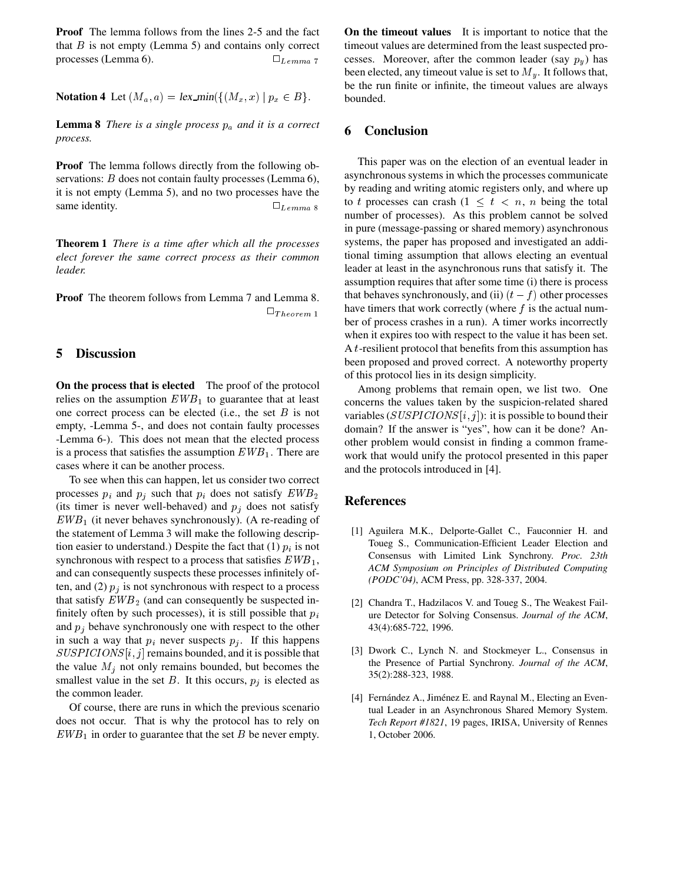**Proof** The lemma follows from the lines 2-5 and the fact that $B$ is not empty (Lemma 5) and contains only correct processes (Lemma 6). $\Box_{Lemma\ 7}$

**Notation 4** Let $(M_a, a) = \text{lex\_min}(\{(M_x, x) \mid p_x \in B\}$.

**Lemma 8** *There is a single process $p_a$ and it is a correct process.*

**Proof** The lemma follows directly from the following observations: $B$ does not contain faulty processes (Lemma 6), it is not empty (Lemma 5), and no two processes have the same identity. $\Box_{Lemma\ 8}$

**Theorem 1** *There is a time after which all the processes elect forever the same correct process as their common leader.*

**Proof** The theorem follows from Lemma 7 and Lemma 8. $\Box_{Theorem\ 1}$

## 5 Discussion

**On the process that is elected** The proof of the protocol relies on the assumption $EWB_1$ to guarantee that at least one correct process can be elected (i.e., the set $B$ is not empty, -Lemma 5-, and does not contain faulty processes -Lemma 6-). This does not mean that the elected process is a process that satisfies the assumption $EWB_1$. There are cases where it can be another process.

To see when this can happen, let us consider two correct processes $p_i$ and $p_j$ such that $p_i$ does not satisfy $EWB_2$ (its timer is never well-behaved) and $p_j$ does not satisfy $EWB_1$ (it never behaves synchronously). (A re-reading of the statement of Lemma 3 will make the following description easier to understand.) Despite the fact that (1) $p_i$ is not synchronous with respect to a process that satisfies $EWB_1$, and can consequently suspects these processes infinitely often, and (2) $p_j$ is not synchronous with respect to a process that satisfy $EWB_2$ (and can consequently be suspected infinitely often by such processes), it is still possible that $p_i$ and $p_j$ behave synchronously one with respect to the other in such a way that $p_i$ never suspects $p_j$. If this happens $SUSPICIONS[i, j]$ remains bounded, and it is possible that the value $M_j$ not only remains bounded, but becomes the smallest value in the set $B$. It this occurs, $p_j$ is elected as the common leader.

Of course, there are runs in which the previous scenario does not occur. That is why the protocol has to rely on $EWB_1$ in order to guarantee that the set $B$ be never empty.

**On the timeout values** It is important to notice that the timeout values are determined from the least suspected processes. Moreover, after the common leader (say $p_y$) has been elected, any timeout value is set to $M_y$. It follows that, be the run finite or infinite, the timeout values are always bounded.

## 6 Conclusion

This paper was on the election of an eventual leader in asynchronous systems in which the processes communicate by reading and writing atomic registers only, and where up to $t$ processes can crash ($1 \leq t < n$, $n$ being the total number of processes). As this problem cannot be solved in pure (message-passing or shared memory) asynchronous systems, the paper has proposed and investigated an additional timing assumption that allows electing an eventual leader at least in the asynchronous runs that satisfy it. The assumption requires that after some time (i) there is process that behaves synchronously, and (ii) $(t - f)$ other processes have timers that work correctly (where $f$ is the actual number of process crashes in a run). A timer works incorrectly when it expires too with respect to the value it has been set. A $t$-resilient protocol that benefits from this assumption has been proposed and proved correct. A noteworthy property of this protocol lies in its design simplicity.

Among problems that remain open, we list two. One concerns the values taken by the suspicion-related shared variables ($SUSPICIONS[i, j]$): it is possible to bound their domain? If the answer is "yes", how can it be done? Another problem would consist in finding a common framework that would unify the protocol presented in this paper and the protocols introduced in [4].

## References

[1] Aguilera M.K., Delporte-Gallet C., Fauconnier H. and Toueg S., Communication-Efficient Leader Election and Consensus with Limited Link Synchrony. *Proc. 23th ACM Symposium on Principles of Distributed Computing (PODC'04)*, ACM Press, pp. 328-337, 2004.

[2] Chandra T., Hadzilacos V. and Toueg S., The Weakest Failure Detector for Solving Consensus. *Journal of the ACM*, 43(4):685-722, 1996.

[3] Dwork C., Lynch N. and Stockmeyer L., Consensus in the Presence of Partial Synchrony. *Journal of the ACM*, 35(2):288-323, 1988.

[4] Fernández A., Jiménez E. and Raynal M., Electing an Eventual Leader in an Asynchronous Shared Memory System. *Tech Report #1821*, 19 pages, IRISA, University of Rennes 1, October 2006.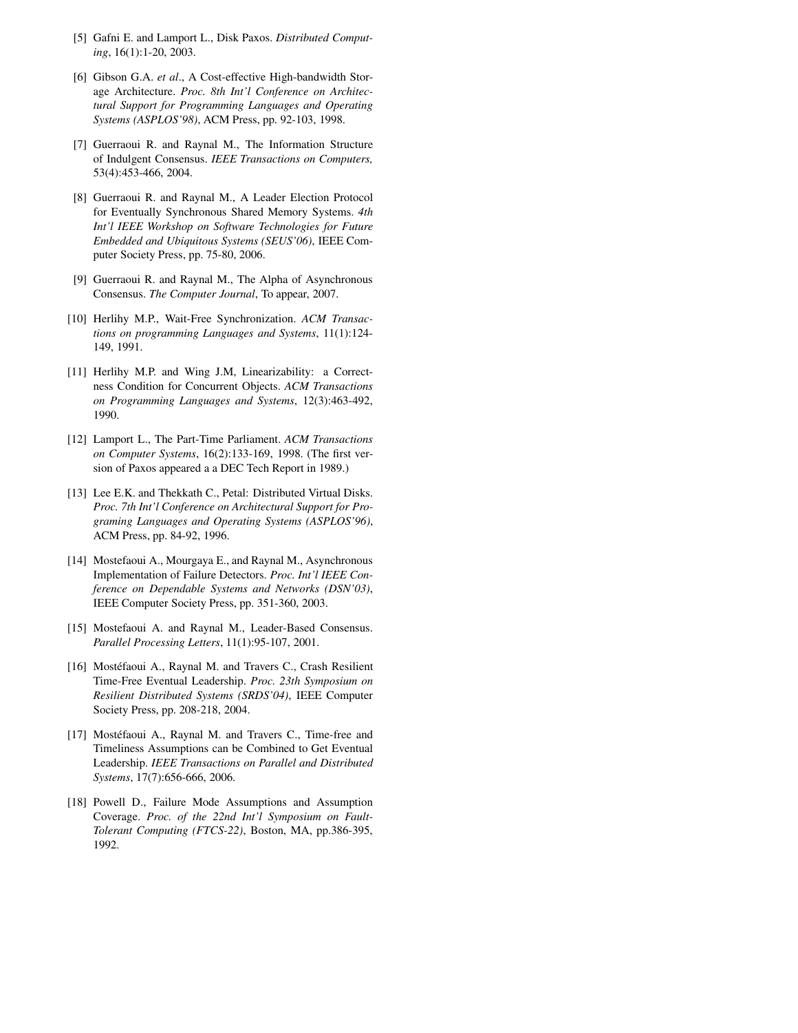[5] Gafni E. and Lamport L., Disk Paxos. *Distributed Computing*, 16(1):1-20, 2003.

[6] Gibson G.A. *et al*., A Cost-effective High-bandwidth Storage Architecture. *Proc. 8th Int'l Conference on Architectural Support for Programming Languages and Operating Systems (ASPLOS'98)*, ACM Press, pp. 92-103, 1998.

[7] Guerraoui R. and Raynal M., The Information Structure of Indulgent Consensus. *IEEE Transactions on Computers,* 53(4):453-466, 2004.

[8] Guerraoui R. and Raynal M., A Leader Election Protocol for Eventually Synchronous Shared Memory Systems. *4th Int'l IEEE Workshop on Software Technologies for Future Embedded and Ubiquitous Systems (SEUS'06)*, IEEE Computer Society Press, pp. 75-80, 2006.

[9] Guerraoui R. and Raynal M., The Alpha of Asynchronous Consensus. *The Computer Journal*, To appear, 2007.

[10] Herlihy M.P., Wait-Free Synchronization. *ACM Transactions on programming Languages and Systems*, 11(1):124-149, 1991.

[11] Herlihy M.P. and Wing J.M, Linearizability: a Correctness Condition for Concurrent Objects. *ACM Transactions on Programming Languages and Systems*, 12(3):463-492, 1990.

[12] Lamport L., The Part-Time Parliament. *ACM Transactions on Computer Systems*, 16(2):133-169, 1998. (The first version of Paxos appeared a a DEC Tech Report in 1989.)

[13] Lee E.K. and Thekkath C., Petal: Distributed Virtual Disks. *Proc. 7th Int'l Conference on Architectural Support for Programing Languages and Operating Systems (ASPLOS'96)*, ACM Press, pp. 84-92, 1996.

[14] Mostefaoui A., Mourgaya E., and Raynal M., Asynchronous Implementation of Failure Detectors. *Proc. Int'l IEEE Conference on Dependable Systems and Networks (DSN'03)*, IEEE Computer Society Press, pp. 351-360, 2003.

[15] Mostefaoui A. and Raynal M., Leader-Based Consensus. *Parallel Processing Letters*, 11(1):95-107, 2001.

[16] Mostéfaoui A., Raynal M. and Travers C., Crash Resilient Time-Free Eventual Leadership. *Proc. 23th Symposium on Resilient Distributed Systems (SRDS'04)*, IEEE Computer Society Press, pp. 208-218, 2004.

[17] Mostéfaoui A., Raynal M. and Travers C., Time-free and Timeliness Assumptions can be Combined to Get Eventual Leadership. *IEEE Transactions on Parallel and Distributed Systems*, 17(7):656-666, 2006.

[18] Powell D., Failure Mode Assumptions and Assumption Coverage. *Proc. of the 22nd Int'l Symposium on Fault-Tolerant Computing (FTCS-22)*, Boston, MA, pp.386-395, 1992.